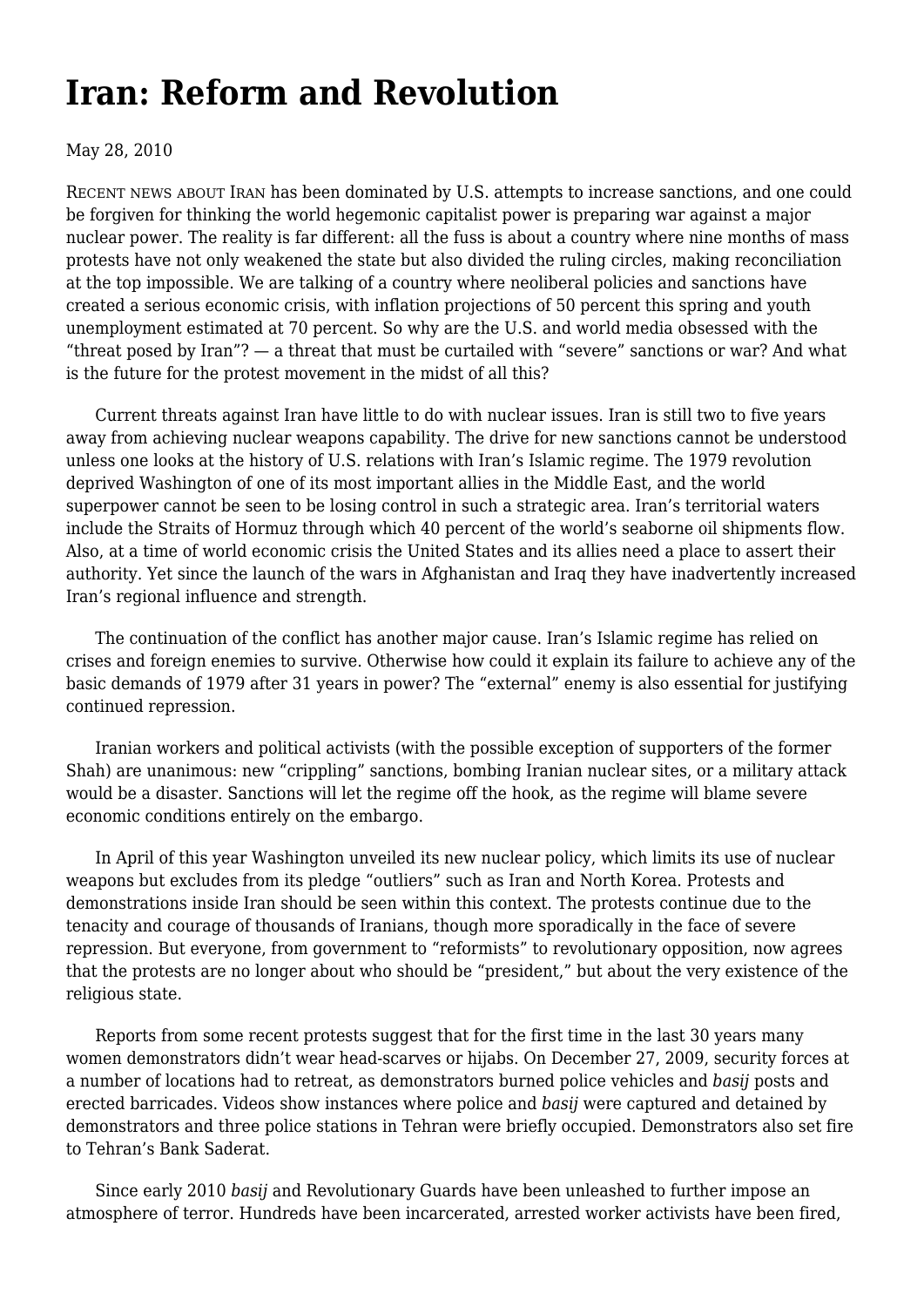# Iran: Reform and Revolution

May 28, 2010

RECENT NEWS ABOUT IRAN has been dominated by U.S. attempts to increase sanctions, and one could be forgiven for thinking the world hegemonic capitalist power is preparing war against a major nuclear power. The reality is far different: all the fuss is about a country where nine months of mass protests have not only weakened the state but also divided the ruling circles, making reconciliation at the top impossible. We are talking of a country where neoliberal policies and sanctions have created a serious economic crisis, with inflation projections of 50 percent this spring and youth unemployment estimated at 70 percent. So why are the U.S. and world media obsessed with the "threat posed by Iran"? — a threat that must be curtailed with "severe" sanctions or war? And what is the future for the protest movement in the midst of all this?

Current threats against Iran have little to do with nuclear issues. Iran is still two to five years away from achieving nuclear weapons capability. The drive for new sanctions cannot be understood unless one looks at the history of U.S. relations with Iran's Islamic regime. The 1979 revolution deprived Washington of one of its most important allies in the Middle East, and the world superpower cannot be seen to be losing control in such a strategic area. Iran's territorial waters include the Straits of Hormuz through which 40 percent of the world's seaborne oil shipments flow. Also, at a time of world economic crisis the United States and its allies need a place to assert their authority. Yet since the launch of the wars in Afghanistan and Iraq they have inadvertently increased Iran's regional influence and strength.

The continuation of the conflict has another major cause. Iran's Islamic regime has relied on crises and foreign enemies to survive. Otherwise how could it explain its failure to achieve any of the basic demands of 1979 after 31 years in power? The "external" enemy is also essential for justifying continued repression.

Iranian workers and political activists (with the possible exception of supporters of the former Shah) are unanimous: new "crippling" sanctions, bombing Iranian nuclear sites, or a military attack would be a disaster. Sanctions will let the regime off the hook, as the regime will blame severe economic conditions entirely on the embargo.

In April of this year Washington unveiled its new nuclear policy, which limits its use of nuclear weapons but excludes from its pledge "outliers" such as Iran and North Korea. Protests and demonstrations inside Iran should be seen within this context. The protests continue due to the tenacity and courage of thousands of Iranians, though more sporadically in the face of severe repression. But everyone, from government to "reformists" to revolutionary opposition, now agrees that the protests are no longer about who should be "president," but about the very existence of the religious state.

Reports from some recent protests suggest that for the first time in the last 30 years many women demonstrators didn't wear head-scarves or hijabs. On December 27, 2009, security forces at a number of locations had to retreat, as demonstrators burned police vehicles and *basij* posts and erected barricades. Videos show instances where police and *basij* were captured and detained by demonstrators and three police stations in Tehran were briefly occupied. Demonstrators also set fire to Tehran's Bank Saderat.

Since early 2010 *basij* and Revolutionary Guards have been unleashed to further impose an atmosphere of terror. Hundreds have been incarcerated, arrested worker activists have been fired,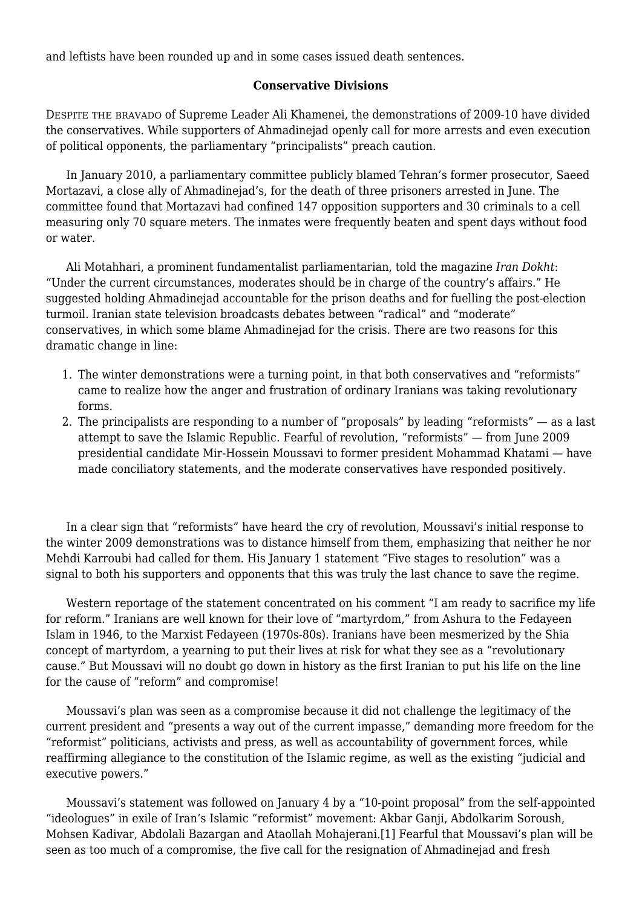and leftists have been rounded up and in some cases issued death sentences.

### Conservative Divisions

DESPITE THE BRAVADO of Supreme Leader Ali Khamenei, the demonstrations of 2009-10 have divided the conservatives. While supporters of Ahmadinejad openly call for more arrests and even execution of political opponents, the parliamentary "principalists" preach caution.

In January 2010, a parliamentary committee publicly blamed Tehran's former prosecutor, Saeed Mortazavi, a close ally of Ahmadinejad's, for the death of three prisoners arrested in June. The committee found that Mortazavi had confined 147 opposition supporters and 30 criminals to a cell measuring only 70 square meters. The inmates were frequently beaten and spent days without food or water.

Ali Motahhari, a prominent fundamentalist parliamentarian, told the magazine *Iran Dokht*: "Under the current circumstances, moderates should be in charge of the country's affairs." He suggested holding Ahmadinejad accountable for the prison deaths and for fuelling the post-election turmoil. Iranian state television broadcasts debates between "radical" and "moderate" conservatives, in which some blame Ahmadinejad for the crisis. There are two reasons for this dramatic change in line:

1. The winter demonstrations were a turning point, in that both conservatives and "reformists" came to realize how the anger and frustration of ordinary Iranians was taking revolutionary forms.
2. The principalists are responding to a number of "proposals" by leading "reformists" — as a last attempt to save the Islamic Republic. Fearful of revolution, "reformists" — from June 2009 presidential candidate Mir-Hossein Moussavi to former president Mohammad Khatami — have made conciliatory statements, and the moderate conservatives have responded positively.

In a clear sign that "reformists" have heard the cry of revolution, Moussavi's initial response to the winter 2009 demonstrations was to distance himself from them, emphasizing that neither he nor Mehdi Karroubi had called for them. His January 1 statement "Five stages to resolution" was a signal to both his supporters and opponents that this was truly the last chance to save the regime.

Western reportage of the statement concentrated on his comment "I am ready to sacrifice my life for reform." Iranians are well known for their love of "martyrdom," from Ashura to the Fedayeen Islam in 1946, to the Marxist Fedayeen (1970s-80s). Iranians have been mesmerized by the Shia concept of martyrdom, a yearning to put their lives at risk for what they see as a "revolutionary cause." But Moussavi will no doubt go down in history as the first Iranian to put his life on the line for the cause of "reform" and compromise!

Moussavi's plan was seen as a compromise because it did not challenge the legitimacy of the current president and "presents a way out of the current impasse," demanding more freedom for the "reformist" politicians, activists and press, as well as accountability of government forces, while reaffirming allegiance to the constitution of the Islamic regime, as well as the existing "judicial and executive powers."

Moussavi's statement was followed on January 4 by a "10-point proposal" from the self-appointed "ideologues" in exile of Iran's Islamic "reformist" movement: Akbar Ganji, Abdolkarim Soroush, Mohsen Kadivar, Abdolali Bazargan and Ataollah Mohajerani.[1] Fearful that Moussavi's plan will be seen as too much of a compromise, the five call for the resignation of Ahmadinejad and fresh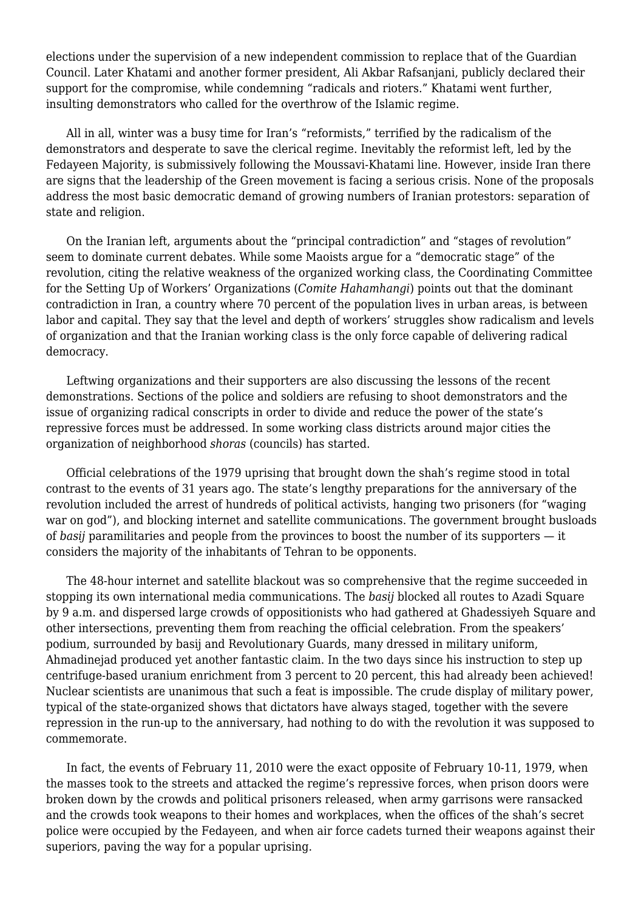elections under the supervision of a new independent commission to replace that of the Guardian Council. Later Khatami and another former president, Ali Akbar Rafsanjani, publicly declared their support for the compromise, while condemning "radicals and rioters." Khatami went further, insulting demonstrators who called for the overthrow of the Islamic regime.

All in all, winter was a busy time for Iran's "reformists," terrified by the radicalism of the demonstrators and desperate to save the clerical regime. Inevitably the reformist left, led by the Fedayeen Majority, is submissively following the Moussavi-Khatami line. However, inside Iran there are signs that the leadership of the Green movement is facing a serious crisis. None of the proposals address the most basic democratic demand of growing numbers of Iranian protestors: separation of state and religion.

On the Iranian left, arguments about the "principal contradiction" and "stages of revolution" seem to dominate current debates. While some Maoists argue for a "democratic stage" of the revolution, citing the relative weakness of the organized working class, the Coordinating Committee for the Setting Up of Workers' Organizations (*Comite Hahamhangi*) points out that the dominant contradiction in Iran, a country where 70 percent of the population lives in urban areas, is between labor and capital. They say that the level and depth of workers' struggles show radicalism and levels of organization and that the Iranian working class is the only force capable of delivering radical democracy.

Leftwing organizations and their supporters are also discussing the lessons of the recent demonstrations. Sections of the police and soldiers are refusing to shoot demonstrators and the issue of organizing radical conscripts in order to divide and reduce the power of the state's repressive forces must be addressed. In some working class districts around major cities the organization of neighborhood *shoras* (councils) has started.

Official celebrations of the 1979 uprising that brought down the shah's regime stood in total contrast to the events of 31 years ago. The state's lengthy preparations for the anniversary of the revolution included the arrest of hundreds of political activists, hanging two prisoners (for "waging war on god"), and blocking internet and satellite communications. The government brought busloads of *basij* paramilitaries and people from the provinces to boost the number of its supporters — it considers the majority of the inhabitants of Tehran to be opponents.

The 48-hour internet and satellite blackout was so comprehensive that the regime succeeded in stopping its own international media communications. The *basij* blocked all routes to Azadi Square by 9 a.m. and dispersed large crowds of oppositionists who had gathered at Ghadessiyeh Square and other intersections, preventing them from reaching the official celebration. From the speakers' podium, surrounded by basij and Revolutionary Guards, many dressed in military uniform, Ahmadinejad produced yet another fantastic claim. In the two days since his instruction to step up centrifuge-based uranium enrichment from 3 percent to 20 percent, this had already been achieved! Nuclear scientists are unanimous that such a feat is impossible. The crude display of military power, typical of the state-organized shows that dictators have always staged, together with the severe repression in the run-up to the anniversary, had nothing to do with the revolution it was supposed to commemorate.

In fact, the events of February 11, 2010 were the exact opposite of February 10-11, 1979, when the masses took to the streets and attacked the regime's repressive forces, when prison doors were broken down by the crowds and political prisoners released, when army garrisons were ransacked and the crowds took weapons to their homes and workplaces, when the offices of the shah's secret police were occupied by the Fedayeen, and when air force cadets turned their weapons against their superiors, paving the way for a popular uprising.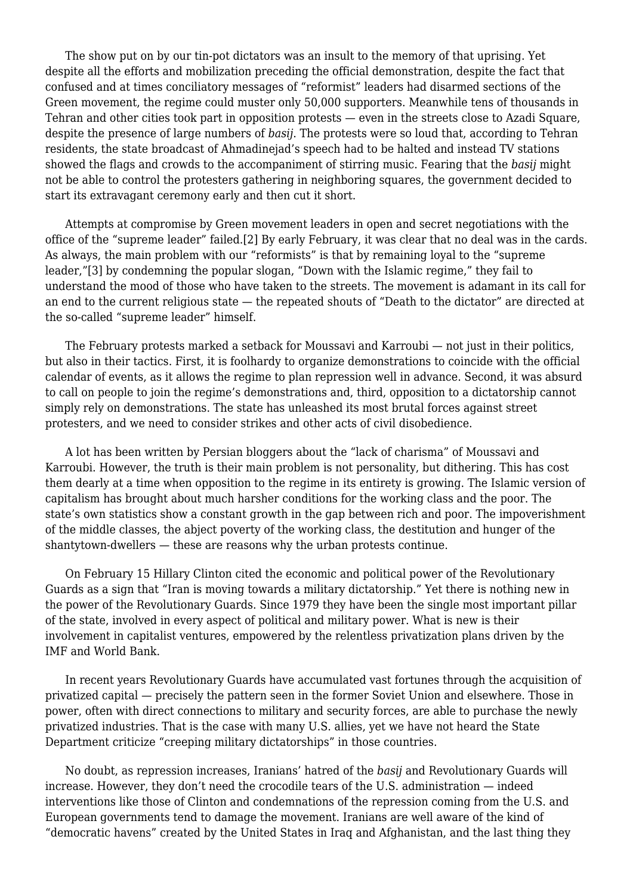The show put on by our tin-pot dictators was an insult to the memory of that uprising. Yet despite all the efforts and mobilization preceding the official demonstration, despite the fact that confused and at times conciliatory messages of "reformist" leaders had disarmed sections of the Green movement, the regime could muster only 50,000 supporters. Meanwhile tens of thousands in Tehran and other cities took part in opposition protests — even in the streets close to Azadi Square, despite the presence of large numbers of *basij*. The protests were so loud that, according to Tehran residents, the state broadcast of Ahmadinejad's speech had to be halted and instead TV stations showed the flags and crowds to the accompaniment of stirring music. Fearing that the *basij* might not be able to control the protesters gathering in neighboring squares, the government decided to start its extravagant ceremony early and then cut it short.

Attempts at compromise by Green movement leaders in open and secret negotiations with the office of the "supreme leader" failed.[2] By early February, it was clear that no deal was in the cards. As always, the main problem with our "reformists" is that by remaining loyal to the "supreme leader,"[3] by condemning the popular slogan, "Down with the Islamic regime," they fail to understand the mood of those who have taken to the streets. The movement is adamant in its call for an end to the current religious state — the repeated shouts of "Death to the dictator" are directed at the so-called "supreme leader" himself.

The February protests marked a setback for Moussavi and Karroubi — not just in their politics, but also in their tactics. First, it is foolhardy to organize demonstrations to coincide with the official calendar of events, as it allows the regime to plan repression well in advance. Second, it was absurd to call on people to join the regime's demonstrations and, third, opposition to a dictatorship cannot simply rely on demonstrations. The state has unleashed its most brutal forces against street protesters, and we need to consider strikes and other acts of civil disobedience.

A lot has been written by Persian bloggers about the "lack of charisma" of Moussavi and Karroubi. However, the truth is their main problem is not personality, but dithering. This has cost them dearly at a time when opposition to the regime in its entirety is growing. The Islamic version of capitalism has brought about much harsher conditions for the working class and the poor. The state's own statistics show a constant growth in the gap between rich and poor. The impoverishment of the middle classes, the abject poverty of the working class, the destitution and hunger of the shantytown-dwellers — these are reasons why the urban protests continue.

On February 15 Hillary Clinton cited the economic and political power of the Revolutionary Guards as a sign that "Iran is moving towards a military dictatorship." Yet there is nothing new in the power of the Revolutionary Guards. Since 1979 they have been the single most important pillar of the state, involved in every aspect of political and military power. What is new is their involvement in capitalist ventures, empowered by the relentless privatization plans driven by the IMF and World Bank.

In recent years Revolutionary Guards have accumulated vast fortunes through the acquisition of privatized capital — precisely the pattern seen in the former Soviet Union and elsewhere. Those in power, often with direct connections to military and security forces, are able to purchase the newly privatized industries. That is the case with many U.S. allies, yet we have not heard the State Department criticize "creeping military dictatorships" in those countries.

No doubt, as repression increases, Iranians' hatred of the *basij* and Revolutionary Guards will increase. However, they don't need the crocodile tears of the U.S. administration — indeed interventions like those of Clinton and condemnations of the repression coming from the U.S. and European governments tend to damage the movement. Iranians are well aware of the kind of "democratic havens" created by the United States in Iraq and Afghanistan, and the last thing they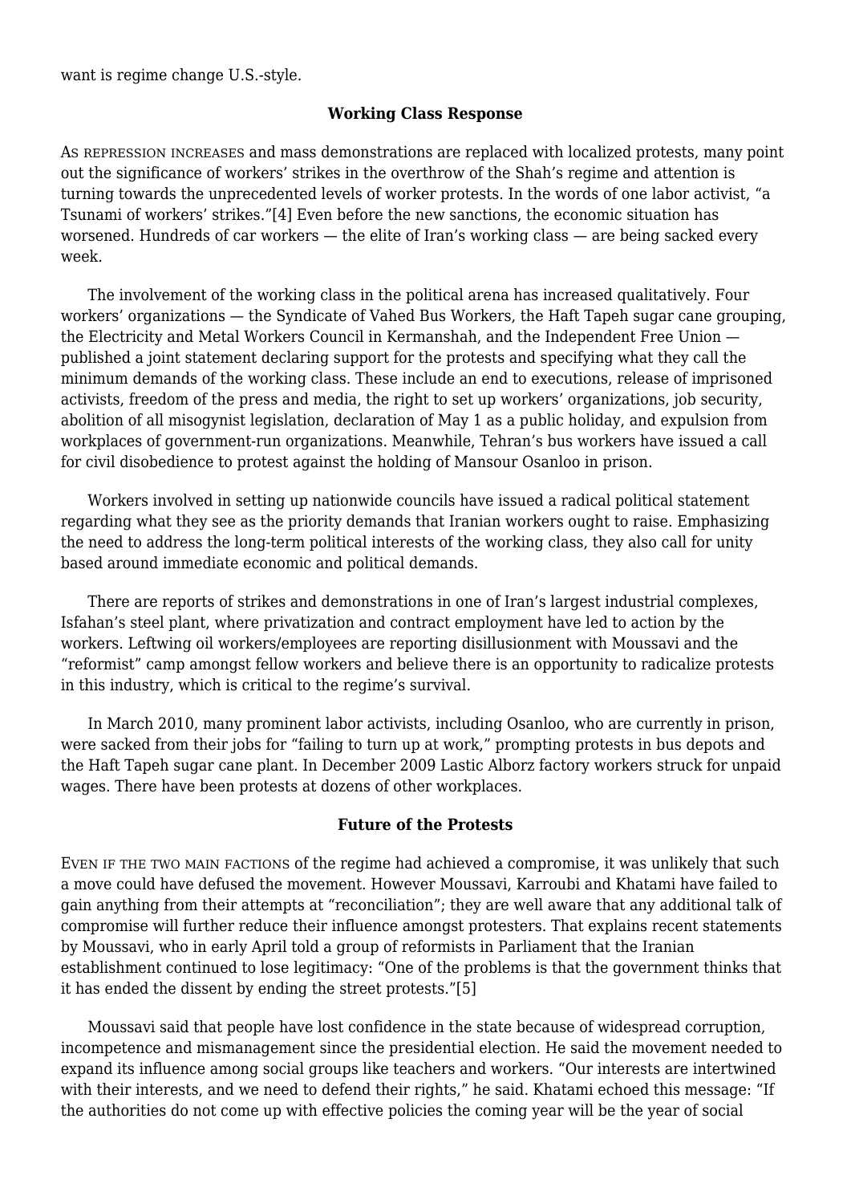want is regime change U.S.-style.

### Working Class Response

AS REPRESSION INCREASES and mass demonstrations are replaced with localized protests, many point out the significance of workers' strikes in the overthrow of the Shah's regime and attention is turning towards the unprecedented levels of worker protests. In the words of one labor activist, "a Tsunami of workers' strikes."[4] Even before the new sanctions, the economic situation has worsened. Hundreds of car workers — the elite of Iran's working class — are being sacked every week.

The involvement of the working class in the political arena has increased qualitatively. Four workers' organizations — the Syndicate of Vahed Bus Workers, the Haft Tapeh sugar cane grouping, the Electricity and Metal Workers Council in Kermanshah, and the Independent Free Union — published a joint statement declaring support for the protests and specifying what they call the minimum demands of the working class. These include an end to executions, release of imprisoned activists, freedom of the press and media, the right to set up workers' organizations, job security, abolition of all misogynist legislation, declaration of May 1 as a public holiday, and expulsion from workplaces of government-run organizations. Meanwhile, Tehran's bus workers have issued a call for civil disobedience to protest against the holding of Mansour Osanloo in prison.

Workers involved in setting up nationwide councils have issued a radical political statement regarding what they see as the priority demands that Iranian workers ought to raise. Emphasizing the need to address the long-term political interests of the working class, they also call for unity based around immediate economic and political demands.

There are reports of strikes and demonstrations in one of Iran's largest industrial complexes, Isfahan's steel plant, where privatization and contract employment have led to action by the workers. Leftwing oil workers/employees are reporting disillusionment with Moussavi and the "reformist" camp amongst fellow workers and believe there is an opportunity to radicalize protests in this industry, which is critical to the regime's survival.

In March 2010, many prominent labor activists, including Osanloo, who are currently in prison, were sacked from their jobs for "failing to turn up at work," prompting protests in bus depots and the Haft Tapeh sugar cane plant. In December 2009 Lastic Alborz factory workers struck for unpaid wages. There have been protests at dozens of other workplaces.

### Future of the Protests

EVEN IF THE TWO MAIN FACTIONS of the regime had achieved a compromise, it was unlikely that such a move could have defused the movement. However Moussavi, Karroubi and Khatami have failed to gain anything from their attempts at "reconciliation"; they are well aware that any additional talk of compromise will further reduce their influence amongst protesters. That explains recent statements by Moussavi, who in early April told a group of reformists in Parliament that the Iranian establishment continued to lose legitimacy: "One of the problems is that the government thinks that it has ended the dissent by ending the street protests."[5]

Moussavi said that people have lost confidence in the state because of widespread corruption, incompetence and mismanagement since the presidential election. He said the movement needed to expand its influence among social groups like teachers and workers. "Our interests are intertwined with their interests, and we need to defend their rights," he said. Khatami echoed this message: "If the authorities do not come up with effective policies the coming year will be the year of social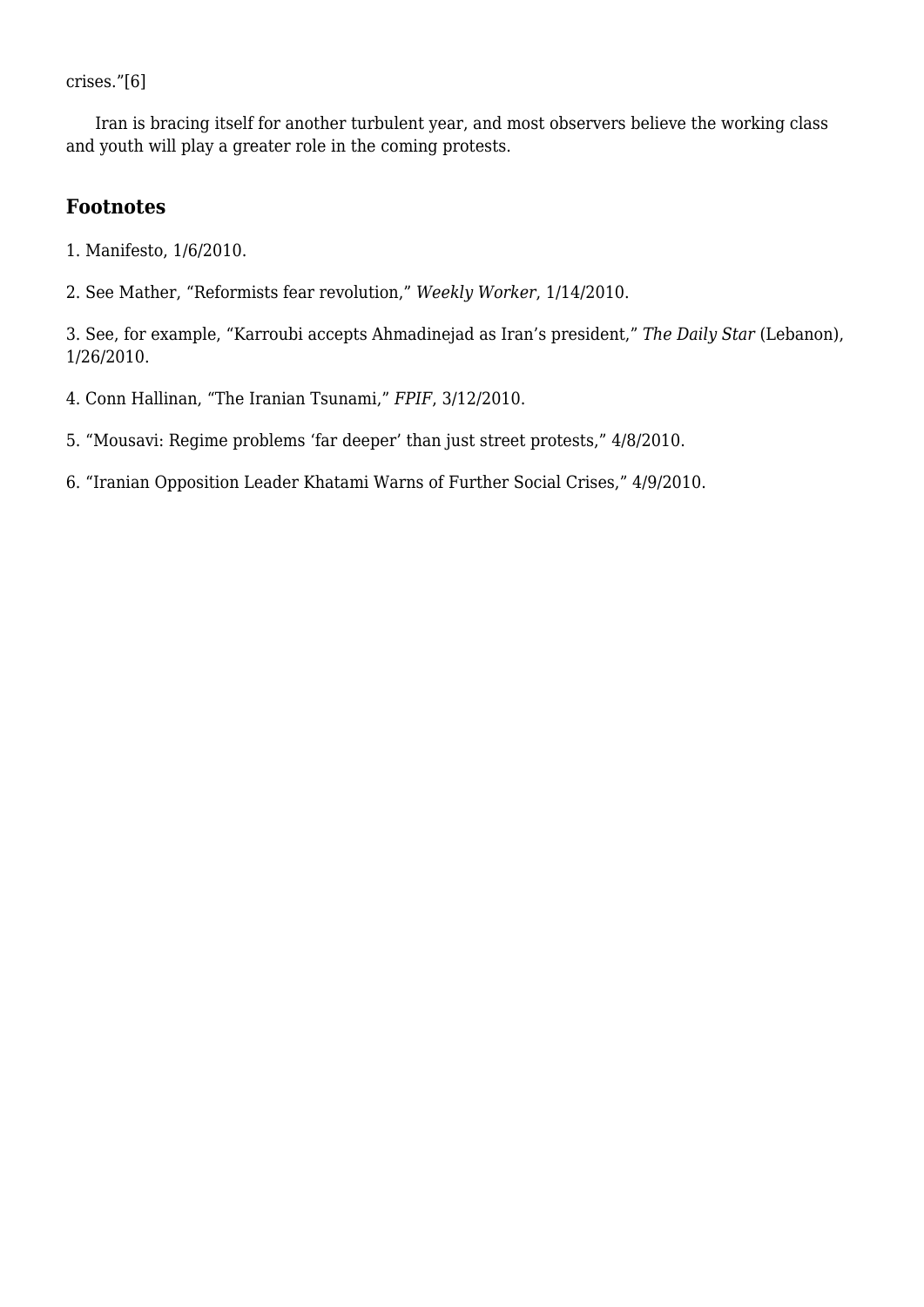crises."[6]

Iran is bracing itself for another turbulent year, and most observers believe the working class and youth will play a greater role in the coming protests.

## Footnotes

1. Manifesto, 1/6/2010.

2. See Mather, "Reformists fear revolution," *Weekly Worker*, 1/14/2010.

3. See, for example, "Karroubi accepts Ahmadinejad as Iran's president," *The Daily Star* (Lebanon), 1/26/2010.

4. Conn Hallinan, "The Iranian Tsunami," *FPIF*, 3/12/2010.

5. "Mousavi: Regime problems 'far deeper' than just street protests," 4/8/2010.

6. "Iranian Opposition Leader Khatami Warns of Further Social Crises," 4/9/2010.